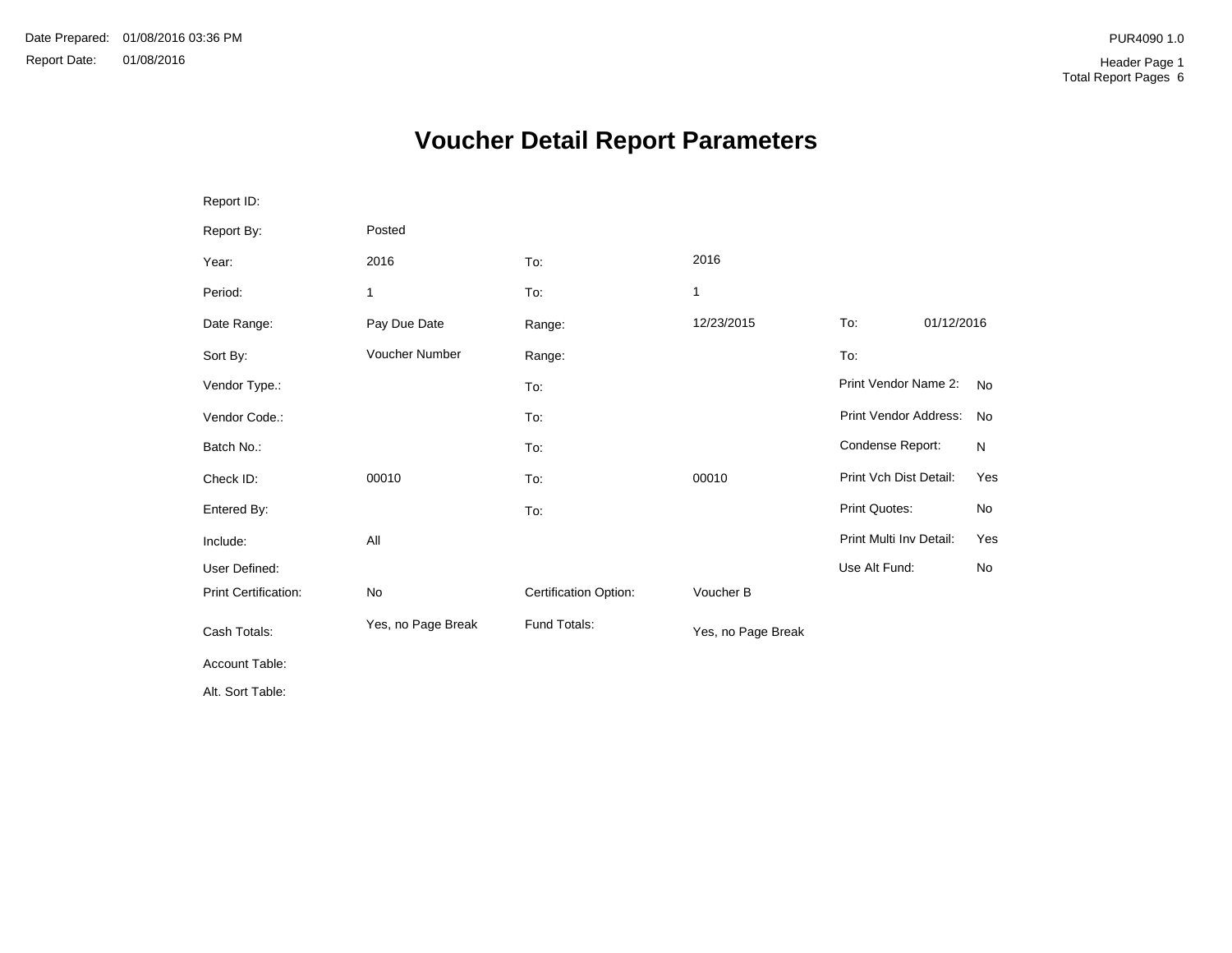Date Prepared: 01/08/2016 03:36 PM

Report Date: 01/08/2016

PUR4090 1.0

Header Page 1
Total Report Pages 6

# Voucher Detail Report Parameters

| | | | | | |
|---|---|---|---|---|---|
| Report ID: | | | | | |
| Report By: | Posted | | | | |
| Year: | 2016 | To: | 2016 | | |
| Period: | 1 | To: | 1 | | |
| Date Range: | Pay Due Date | Range: | 12/23/2015 | To: | 01/12/2016 |
| Sort By: | Voucher Number | Range: | | To: | |
| Vendor Type.: | | To: | | Print Vendor Name 2: | No |
| Vendor Code.: | | To: | | Print Vendor Address: | No |
| Batch No.: | | To: | | Condense Report: | N |
| Check ID: | 00010 | To: | 00010 | Print Vch Dist Detail: | Yes |
| Entered By: | | To: | | Print Quotes: | No |
| Include: | All | | | Print Multi Inv Detail: | Yes |
| User Defined: | | | | Use Alt Fund: | No |
| Print Certification: | No | Certification Option: | Voucher B | | |
| Cash Totals: | Yes, no Page Break | Fund Totals: | Yes, no Page Break | | |
| Account Table: | | | | | |
| Alt. Sort Table: | | | | | |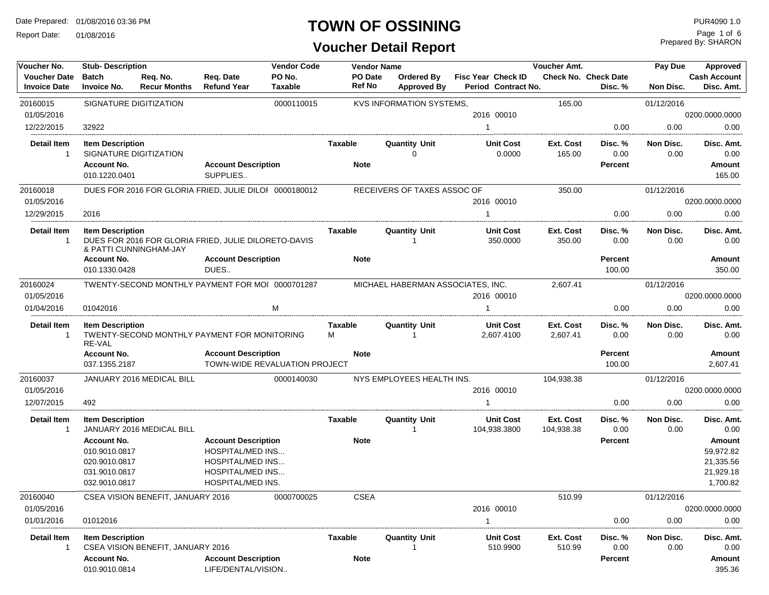# TOWN OF OSSINING

## Voucher Detail Report

Date Prepared: 01/08/2016 03:36 PM
Report Date: 01/08/2016

PUR4090 1.0
Prepared By: SHARON

| Voucher No. / Voucher Date / Invoice Date | Stub- Description / Batch / Invoice No. | Req. No. / Recur Months | Req. Date / Refund Year | Vendor Code / PO No. / Taxable | Vendor Name / PO Date / Ref No | Ordered By / Approved By | Fisc Year / Period | Check ID / Contract No. | Voucher Amt. / Check No. | Check Date / Disc. % | Pay Due / Non Disc. | Approved / Cash Account / Disc. Amt. |
|---|---|---|---|---|---|---|---|---|---|---|---|---|
| 20160015 | SIGNATURE DIGITIZATION | | | 0000110015 | KVS INFORMATION SYSTEMS, | | | | 165.00 | | 01/12/2016 | |
| 01/05/2016 | | | | | | | 2016 | 00010 | | | | 0200.0000.0000 |
| 12/22/2015 | 32922 | | | | | | 1 | | | 0.00 | 0.00 | 0.00 |

| Detail Item | Item Description | Taxable | Quantity | Unit | Unit Cost | Ext. Cost | Disc. % | Non Disc. | Disc. Amt. |
|---|---|---|---|---|---|---|---|---|---|
| 1 | SIGNATURE DIGITIZATION | | 0 | | 0.0000 | 165.00 | 0.00 | 0.00 | 0.00 |

| Account No. | Account Description | Note | Percent | Amount |
|---|---|---|---|---|
| 010.1220.0401 | SUPPLIES.. | | | 165.00 |

| Voucher No. / Voucher Date / Invoice Date | Stub- Description / Batch / Invoice No. | Req. No. / Recur Months | Req. Date / Refund Year | Vendor Code / PO No. / Taxable | Vendor Name / PO Date / Ref No | Ordered By / Approved By | Fisc Year / Period | Check ID / Contract No. | Voucher Amt. / Check No. | Check Date / Disc. % | Pay Due / Non Disc. | Approved / Cash Account / Disc. Amt. |
|---|---|---|---|---|---|---|---|---|---|---|---|---|
| 20160018 | DUES FOR 2016 FOR GLORIA FRIED, JULIE DILOI | | | 0000180012 | RECEIVERS OF TAXES ASSOC OF | | | | 350.00 | | 01/12/2016 | |
| 01/05/2016 | | | | | | | 2016 | 00010 | | | | 0200.0000.0000 |
| 12/29/2015 | 2016 | | | | | | 1 | | | 0.00 | 0.00 | 0.00 |

| Detail Item | Item Description | Taxable | Quantity | Unit | Unit Cost | Ext. Cost | Disc. % | Non Disc. | Disc. Amt. |
|---|---|---|---|---|---|---|---|---|---|
| 1 | DUES FOR 2016 FOR GLORIA FRIED, JULIE DILORETO-DAVIS & PATTI CUNNINGHAM-JAY | | 1 | | 350.0000 | 350.00 | 0.00 | 0.00 | 0.00 |

| Account No. | Account Description | Note | Percent | Amount |
|---|---|---|---|---|
| 010.1330.0428 | DUES.. | | 100.00 | 350.00 |

| Voucher No. / Voucher Date / Invoice Date | Stub- Description / Batch / Invoice No. | Req. No. / Recur Months | Req. Date / Refund Year | Vendor Code / PO No. / Taxable | Vendor Name / PO Date / Ref No | Ordered By / Approved By | Fisc Year / Period | Check ID / Contract No. | Voucher Amt. / Check No. | Check Date / Disc. % | Pay Due / Non Disc. | Approved / Cash Account / Disc. Amt. |
|---|---|---|---|---|---|---|---|---|---|---|---|---|
| 20160024 | TWENTY-SECOND MONTHLY PAYMENT FOR MOI | | | 0000701287 | MICHAEL HABERMAN ASSOCIATES, INC. | | | | 2,607.41 | | 01/12/2016 | |
| 01/05/2016 | | | | | | | 2016 | 00010 | | | | 0200.0000.0000 |
| 01/04/2016 | 01042016 | | | M | | | 1 | | | 0.00 | 0.00 | 0.00 |

| Detail Item | Item Description | Taxable | Quantity | Unit | Unit Cost | Ext. Cost | Disc. % | Non Disc. | Disc. Amt. |
|---|---|---|---|---|---|---|---|---|---|
| 1 | TWENTY-SECOND MONTHLY PAYMENT FOR MONITORING RE-VAL | M | 1 | | 2,607.4100 | 2,607.41 | 0.00 | 0.00 | 0.00 |

| Account No. | Account Description | Note | Percent | Amount |
|---|---|---|---|---|
| 037.1355.2187 | TOWN-WIDE REVALUATION PROJECT | | 100.00 | 2,607.41 |

| Voucher No. / Voucher Date / Invoice Date | Stub- Description / Batch / Invoice No. | Req. No. / Recur Months | Req. Date / Refund Year | Vendor Code / PO No. / Taxable | Vendor Name / PO Date / Ref No | Ordered By / Approved By | Fisc Year / Period | Check ID / Contract No. | Voucher Amt. / Check No. | Check Date / Disc. % | Pay Due / Non Disc. | Approved / Cash Account / Disc. Amt. |
|---|---|---|---|---|---|---|---|---|---|---|---|---|
| 20160037 | JANUARY 2016 MEDICAL BILL | | | 0000140030 | NYS EMPLOYEES HEALTH INS. | | | | 104,938.38 | | 01/12/2016 | |
| 01/05/2016 | | | | | | | 2016 | 00010 | | | | 0200.0000.0000 |
| 12/07/2015 | 492 | | | | | | 1 | | | 0.00 | 0.00 | 0.00 |

| Detail Item | Item Description | Taxable | Quantity | Unit | Unit Cost | Ext. Cost | Disc. % | Non Disc. | Disc. Amt. |
|---|---|---|---|---|---|---|---|---|---|
| 1 | JANUARY 2016 MEDICAL BILL | | 1 | | 104,938.3800 | 104,938.38 | 0.00 | 0.00 | 0.00 |

| Account No. | Account Description | Note | Percent | Amount |
|---|---|---|---|---|
| 010.9010.0817 | HOSPITAL/MED INS... | | | 59,972.82 |
| 020.9010.0817 | HOSPITAL/MED INS... | | | 21,335.56 |
| 031.9010.0817 | HOSPITAL/MED INS... | | | 21,929.18 |
| 032.9010.0817 | HOSPITAL/MED INS. | | | 1,700.82 |

| Voucher No. / Voucher Date / Invoice Date | Stub- Description / Batch / Invoice No. | Req. No. / Recur Months | Req. Date / Refund Year | Vendor Code / PO No. / Taxable | Vendor Name / PO Date / Ref No | Ordered By / Approved By | Fisc Year / Period | Check ID / Contract No. | Voucher Amt. / Check No. | Check Date / Disc. % | Pay Due / Non Disc. | Approved / Cash Account / Disc. Amt. |
|---|---|---|---|---|---|---|---|---|---|---|---|---|
| 20160040 | CSEA VISION BENEFIT, JANUARY 2016 | | | 0000700025 | CSEA | | | | 510.99 | | 01/12/2016 | |
| 01/05/2016 | | | | | | | 2016 | 00010 | | | | 0200.0000.0000 |
| 01/01/2016 | 01012016 | | | | | | 1 | | | 0.00 | 0.00 | 0.00 |

| Detail Item | Item Description | Taxable | Quantity | Unit | Unit Cost | Ext. Cost | Disc. % | Non Disc. | Disc. Amt. |
|---|---|---|---|---|---|---|---|---|---|
| 1 | CSEA VISION BENEFIT, JANUARY 2016 | | 1 | | 510.9900 | 510.99 | 0.00 | 0.00 | 0.00 |

| Account No. | Account Description | Note | Percent | Amount |
|---|---|---|---|---|
| 010.9010.0814 | LIFE/DENTAL/VISION.. | | | 395.36 |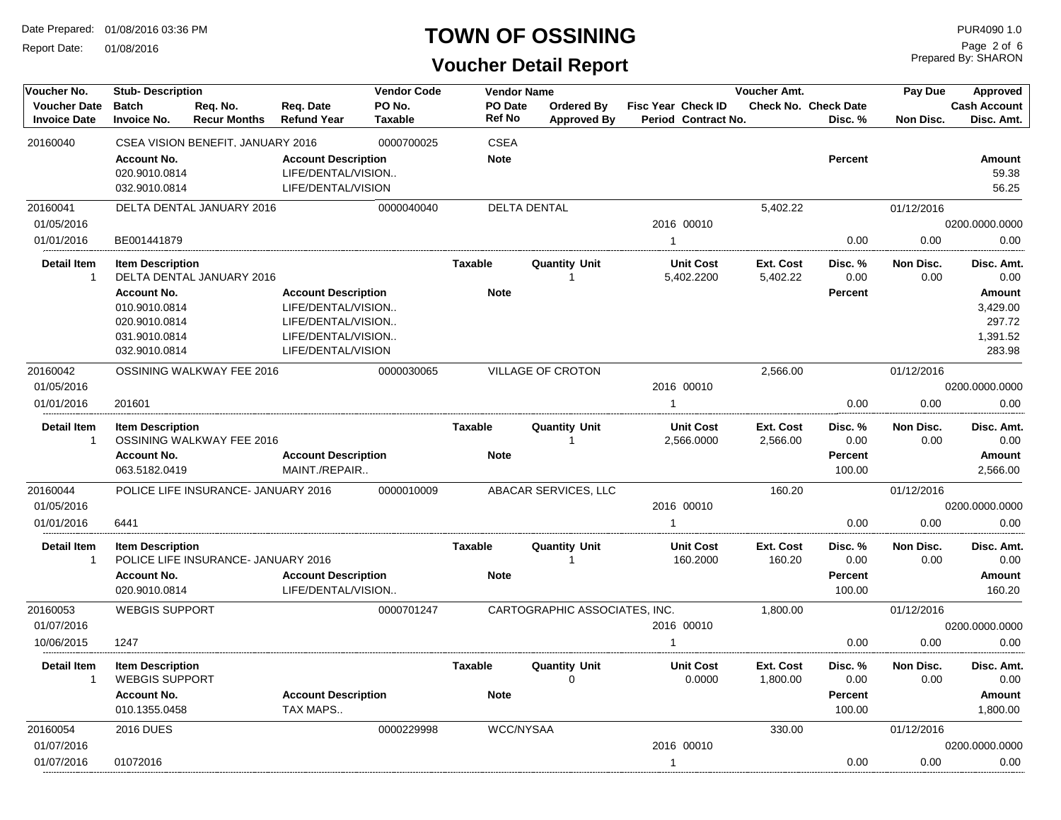# TOWN OF OSSINING

## Voucher Detail Report

Date Prepared: 01/08/2016 03:36 PM
Report Date: 01/08/2016

PUR4090 1.0
Prepared By: SHARON

| Voucher No. / Voucher Date / Invoice Date | Stub- Description / Batch / Invoice No. | Req. No. / Recur Months | Req. Date / Refund Year | Vendor Code / PO No. / Taxable | Vendor Name / PO Date / Ref No | Ordered By / Approved By | Fisc Year / Period | Check ID / Contract No. | Voucher Amt. / Check No. | Check Date / Disc. % | Pay Due / Non Disc. | Approved / Cash Account / Disc. Amt. |
|---|---|---|---|---|---|---|---|---|---|---|---|---|
| 20160040 | CSEA VISION BENEFIT, JANUARY 2016 | | | 0000700025 | CSEA | | | | | | | |

| Account No. | Account Description | Note | Percent | Amount |
|---|---|---|---|---|
| 020.9010.0814 | LIFE/DENTAL/VISION.. | | | 59.38 |
| 032.9010.0814 | LIFE/DENTAL/VISION | | | 56.25 |

| Voucher No. | Stub- Description | Vendor Code | Vendor Name | Fisc Year | Check ID | Voucher Amt. | Disc. % | Pay Due / Non Disc. | Cash Account / Disc. Amt. |
|---|---|---|---|---|---|---|---|---|---|
| 20160041 | DELTA DENTAL JANUARY 2016 | 0000040040 | DELTA DENTAL | | | 5,402.22 | | 01/12/2016 | |
| 01/05/2016 | | | | 2016 | 00010 | | | | 0200.0000.0000 |
| 01/01/2016 | BE001441879 | | | 1 | | | 0.00 | 0.00 | 0.00 |

| Detail Item | Item Description | Taxable | Quantity | Unit | Unit Cost | Ext. Cost | Disc. % | Non Disc. | Disc. Amt. |
|---|---|---|---|---|---|---|---|---|---|
| 1 | DELTA DENTAL JANUARY 2016 | | 1 | | 5,402.2200 | 5,402.22 | 0.00 | 0.00 | 0.00 |

| Account No. | Account Description | Note | Percent | Amount |
|---|---|---|---|---|
| 010.9010.0814 | LIFE/DENTAL/VISION.. | | | 3,429.00 |
| 020.9010.0814 | LIFE/DENTAL/VISION.. | | | 297.72 |
| 031.9010.0814 | LIFE/DENTAL/VISION.. | | | 1,391.52 |
| 032.9010.0814 | LIFE/DENTAL/VISION | | | 283.98 |

| Voucher No. | Stub- Description | Vendor Code | Vendor Name | Fisc Year | Check ID | Voucher Amt. | Disc. % | Pay Due / Non Disc. | Cash Account / Disc. Amt. |
|---|---|---|---|---|---|---|---|---|---|
| 20160042 | OSSINING WALKWAY FEE 2016 | 0000030065 | VILLAGE OF CROTON | | | 2,566.00 | | 01/12/2016 | |
| 01/05/2016 | | | | 2016 | 00010 | | | | 0200.0000.0000 |
| 01/01/2016 | 201601 | | | 1 | | | 0.00 | 0.00 | 0.00 |

| Detail Item | Item Description | Taxable | Quantity | Unit | Unit Cost | Ext. Cost | Disc. % | Non Disc. | Disc. Amt. |
|---|---|---|---|---|---|---|---|---|---|
| 1 | OSSINING WALKWAY FEE 2016 | | 1 | | 2,566.0000 | 2,566.00 | 0.00 | 0.00 | 0.00 |

| Account No. | Account Description | Note | Percent | Amount |
|---|---|---|---|---|
| 063.5182.0419 | MAINT./REPAIR.. | | 100.00 | 2,566.00 |

| Voucher No. | Stub- Description | Vendor Code | Vendor Name | Fisc Year | Check ID | Voucher Amt. | Disc. % | Pay Due / Non Disc. | Cash Account / Disc. Amt. |
|---|---|---|---|---|---|---|---|---|---|
| 20160044 | POLICE LIFE INSURANCE- JANUARY 2016 | 0000010009 | ABACAR SERVICES, LLC | | | 160.20 | | 01/12/2016 | |
| 01/05/2016 | | | | 2016 | 00010 | | | | 0200.0000.0000 |
| 01/01/2016 | 6441 | | | 1 | | | 0.00 | 0.00 | 0.00 |

| Detail Item | Item Description | Taxable | Quantity | Unit | Unit Cost | Ext. Cost | Disc. % | Non Disc. | Disc. Amt. |
|---|---|---|---|---|---|---|---|---|---|
| 1 | POLICE LIFE INSURANCE- JANUARY 2016 | | 1 | | 160.2000 | 160.20 | 0.00 | 0.00 | 0.00 |

| Account No. | Account Description | Note | Percent | Amount |
|---|---|---|---|---|
| 020.9010.0814 | LIFE/DENTAL/VISION.. | | 100.00 | 160.20 |

| Voucher No. | Stub- Description | Vendor Code | Vendor Name | Fisc Year | Check ID | Voucher Amt. | Disc. % | Pay Due / Non Disc. | Cash Account / Disc. Amt. |
|---|---|---|---|---|---|---|---|---|---|
| 20160053 | WEBGIS SUPPORT | 0000701247 | CARTOGRAPHIC ASSOCIATES, INC. | | | 1,800.00 | | 01/12/2016 | |
| 01/07/2016 | | | | 2016 | 00010 | | | | 0200.0000.0000 |
| 10/06/2015 | 1247 | | | 1 | | | 0.00 | 0.00 | 0.00 |

| Detail Item | Item Description | Taxable | Quantity | Unit | Unit Cost | Ext. Cost | Disc. % | Non Disc. | Disc. Amt. |
|---|---|---|---|---|---|---|---|---|---|
| 1 | WEBGIS SUPPORT | | 0 | | 0.0000 | 1,800.00 | 0.00 | 0.00 | 0.00 |

| Account No. | Account Description | Note | Percent | Amount |
|---|---|---|---|---|
| 010.1355.0458 | TAX MAPS.. | | 100.00 | 1,800.00 |

| Voucher No. | Stub- Description | Vendor Code | Vendor Name | Fisc Year | Check ID | Voucher Amt. | Disc. % | Pay Due / Non Disc. | Cash Account / Disc. Amt. |
|---|---|---|---|---|---|---|---|---|---|
| 20160054 | 2016 DUES | 0000229998 | WCC/NYSAA | | | 330.00 | | 01/12/2016 | |
| 01/07/2016 | | | | 2016 | 00010 | | | | 0200.0000.0000 |
| 01/07/2016 | 01072016 | | | 1 | | | 0.00 | 0.00 | 0.00 |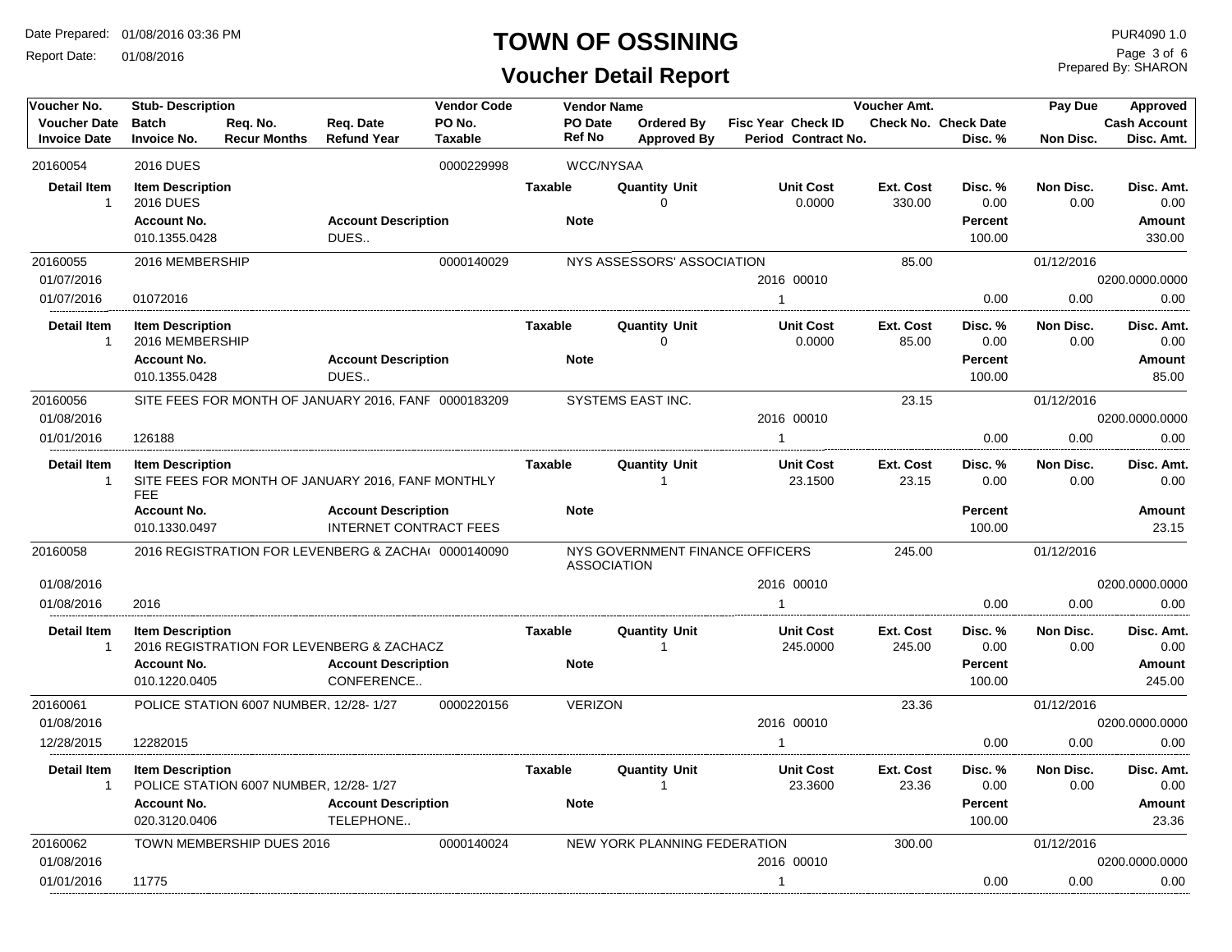# TOWN OF OSSINING

## Voucher Detail Report

Date Prepared: 01/08/2016 03:36 PM
Report Date: 01/08/2016

PUR4090 1.0
Prepared By: SHARON

| Voucher No. | Stub- Description | | | Vendor Code | Vendor Name | | | Voucher Amt. | | Pay Due | Approved |
|---|---|---|---|---|---|---|---|---|---|---|---|
| **Voucher Date** | **Batch** | **Req. No.** | **Req. Date** | **PO No.** | **PO Date** | **Ordered By** | **Fisc Year Check ID** | **Check No.** | **Check Date** | | **Cash Account** |
| **Invoice Date** | **Invoice No.** | **Recur Months** | **Refund Year** | **Taxable** | **Ref No** | **Approved By** | **Period Contract No.** | | **Disc. %** | **Non Disc.** | **Disc. Amt.** |
| 20160054 | 2016 DUES | | | 0000229998 | WCC/NYSAA | | | | | | |
| **Detail Item** | **Item Description** | | | | **Taxable** | **Quantity Unit** | **Unit Cost** | **Ext. Cost** | **Disc. %** | **Non Disc.** | **Disc. Amt.** |
| 1 | 2016 DUES | | | | | 0 | 0.0000 | 330.00 | 0.00 | 0.00 | 0.00 |
| | **Account No.** | | **Account Description** | | **Note** | | | | **Percent** | | **Amount** |
| | 010.1355.0428 | | DUES.. | | | | | | 100.00 | | 330.00 |
| 20160055 | 2016 MEMBERSHIP | | | 0000140029 | NYS ASSESSORS' ASSOCIATION | | | 85.00 | | 01/12/2016 | |
| 01/07/2016 | | | | | | | 2016 00010 | | | | 0200.0000.0000 |
| 01/07/2016 | 01072016 | | | | | | 1 | | 0.00 | 0.00 | 0.00 |
| **Detail Item** | **Item Description** | | | | **Taxable** | **Quantity Unit** | **Unit Cost** | **Ext. Cost** | **Disc. %** | **Non Disc.** | **Disc. Amt.** |
| 1 | 2016 MEMBERSHIP | | | | | 0 | 0.0000 | 85.00 | 0.00 | 0.00 | 0.00 |
| | **Account No.** | | **Account Description** | | **Note** | | | | **Percent** | | **Amount** |
| | 010.1355.0428 | | DUES.. | | | | | | 100.00 | | 85.00 |
| 20160056 | SITE FEES FOR MONTH OF JANUARY 2016, FANF | | | 0000183209 | SYSTEMS EAST INC. | | | 23.15 | | 01/12/2016 | |
| 01/08/2016 | | | | | | | 2016 00010 | | | | 0200.0000.0000 |
| 01/01/2016 | 126188 | | | | | | 1 | | 0.00 | 0.00 | 0.00 |
| **Detail Item** | **Item Description** | | | | **Taxable** | **Quantity Unit** | **Unit Cost** | **Ext. Cost** | **Disc. %** | **Non Disc.** | **Disc. Amt.** |
| 1 | SITE FEES FOR MONTH OF JANUARY 2016, FANF MONTHLY FEE | | | | | 1 | 23.1500 | 23.15 | 0.00 | 0.00 | 0.00 |
| | **Account No.** | | **Account Description** | | **Note** | | | | **Percent** | | **Amount** |
| | 010.1330.0497 | | INTERNET CONTRACT FEES | | | | | | 100.00 | | 23.15 |
| 20160058 | 2016 REGISTRATION FOR LEVENBERG & ZACHA( | | | 0000140090 | NYS GOVERNMENT FINANCE OFFICERS ASSOCIATION | | | 245.00 | | 01/12/2016 | |
| 01/08/2016 | | | | | | | 2016 00010 | | | | 0200.0000.0000 |
| 01/08/2016 | 2016 | | | | | | 1 | | 0.00 | 0.00 | 0.00 |
| **Detail Item** | **Item Description** | | | | **Taxable** | **Quantity Unit** | **Unit Cost** | **Ext. Cost** | **Disc. %** | **Non Disc.** | **Disc. Amt.** |
| 1 | 2016 REGISTRATION FOR LEVENBERG & ZACHACZ | | | | | 1 | 245.0000 | 245.00 | 0.00 | 0.00 | 0.00 |
| | **Account No.** | | **Account Description** | | **Note** | | | | **Percent** | | **Amount** |
| | 010.1220.0405 | | CONFERENCE.. | | | | | | 100.00 | | 245.00 |
| 20160061 | POLICE STATION 6007 NUMBER, 12/28- 1/27 | | | 0000220156 | VERIZON | | | 23.36 | | 01/12/2016 | |
| 01/08/2016 | | | | | | | 2016 00010 | | | | 0200.0000.0000 |
| 12/28/2015 | 12282015 | | | | | | 1 | | 0.00 | 0.00 | 0.00 |
| **Detail Item** | **Item Description** | | | | **Taxable** | **Quantity Unit** | **Unit Cost** | **Ext. Cost** | **Disc. %** | **Non Disc.** | **Disc. Amt.** |
| 1 | POLICE STATION 6007 NUMBER, 12/28- 1/27 | | | | | 1 | 23.3600 | 23.36 | 0.00 | 0.00 | 0.00 |
| | **Account No.** | | **Account Description** | | **Note** | | | | **Percent** | | **Amount** |
| | 020.3120.0406 | | TELEPHONE.. | | | | | | 100.00 | | 23.36 |
| 20160062 | TOWN MEMBERSHIP DUES 2016 | | | 0000140024 | NEW YORK PLANNING FEDERATION | | | 300.00 | | 01/12/2016 | |
| 01/08/2016 | | | | | | | 2016 00010 | | | | 0200.0000.0000 |
| 01/01/2016 | 11775 | | | | | | 1 | | 0.00 | 0.00 | 0.00 |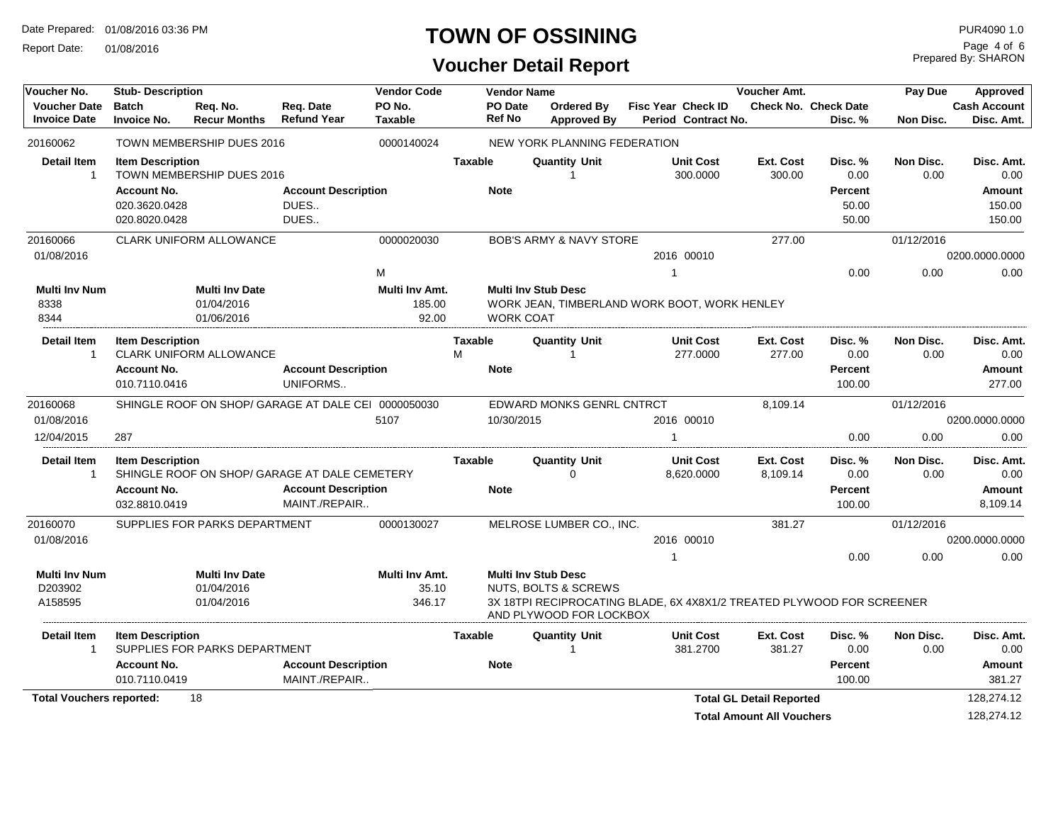# TOWN OF OSSINING

## Voucher Detail Report

Date Prepared: 01/08/2016 03:36 PM
Report Date: 01/08/2016

PUR4090 1.0
Prepared By: SHARON

| Voucher No. | Stub- Description | | | Vendor Code | Vendor Name | | | Voucher Amt. | | Pay Due | Approved |
|---|---|---|---|---|---|---|---|---|---|---|---|
| Voucher Date | Batch | Req. No. | Req. Date | PO No. | PO Date | Ordered By | Fisc Year Check ID | Check No. | Check Date | | Cash Account |
| Invoice Date | Invoice No. | Recur Months | Refund Year | Taxable | Ref No | Approved By | Period Contract No. | | Disc. % | Non Disc. | Disc. Amt. |

**20160062** — TOWN MEMBERSHIP DUES 2016 — Vendor Code: 0000140024 — NEW YORK PLANNING FEDERATION

| Detail Item | Item Description | Taxable | Quantity Unit | Unit Cost | Ext. Cost | Disc. % | Non Disc. | Disc. Amt. |
|---|---|---|---|---|---|---|---|---|
| 1 | TOWN MEMBERSHIP DUES 2016 | | 1 | 300.0000 | 300.00 | 0.00 | 0.00 | 0.00 |

| Account No. | Account Description | Note | Percent | Amount |
|---|---|---|---|---|
| 020.3620.0428 | DUES.. | | 50.00 | 150.00 |
| 020.8020.0428 | DUES.. | | 50.00 | 150.00 |

**20160066** — CLARK UNIFORM ALLOWANCE — Vendor Code: 0000020030 — BOB'S ARMY & NAVY STORE — Voucher Amt.: 277.00 — Pay Due: 01/12/2016

Voucher Date: 01/08/2016 — Fisc Year/Check ID: 2016 00010 — Cash Account: 0200.0000.0000
Taxable: M — Period: 1 — Disc. %: 0.00 — Non Disc.: 0.00 — Disc. Amt.: 0.00

| Multi Inv Num | Multi Inv Date | Multi Inv Amt. | Multi Inv Stub Desc |
|---|---|---|---|
| 8338 | 01/04/2016 | 185.00 | WORK JEAN, TIMBERLAND WORK BOOT, WORK HENLEY |
| 8344 | 01/06/2016 | 92.00 | WORK COAT |

| Detail Item | Item Description | Taxable | Quantity Unit | Unit Cost | Ext. Cost | Disc. % | Non Disc. | Disc. Amt. |
|---|---|---|---|---|---|---|---|---|
| 1 | CLARK UNIFORM ALLOWANCE | M | 1 | 277.0000 | 277.00 | 0.00 | 0.00 | 0.00 |

| Account No. | Account Description | Note | Percent | Amount |
|---|---|---|---|---|
| 010.7110.0416 | UNIFORMS.. | | 100.00 | 277.00 |

**20160068** — SHINGLE ROOF ON SHOP/ GARAGE AT DALE CEI — Vendor Code: 0000050030 — EDWARD MONKS GENRL CNTRCT — Voucher Amt.: 8,109.14 — Pay Due: 01/12/2016

Voucher Date: 01/08/2016 — PO No.: 5107 — PO Date: 10/30/2015 — Fisc Year/Check ID: 2016 00010 — Cash Account: 0200.0000.0000
Invoice Date: 12/04/2015 — Invoice No.: 287 — Period: 1 — Disc. %: 0.00 — Non Disc.: 0.00 — Disc. Amt.: 0.00

| Detail Item | Item Description | Taxable | Quantity Unit | Unit Cost | Ext. Cost | Disc. % | Non Disc. | Disc. Amt. |
|---|---|---|---|---|---|---|---|---|
| 1 | SHINGLE ROOF ON SHOP/ GARAGE AT DALE CEMETERY | | 0 | 8,620.0000 | 8,109.14 | 0.00 | 0.00 | 0.00 |

| Account No. | Account Description | Note | Percent | Amount |
|---|---|---|---|---|
| 032.8810.0419 | MAINT./REPAIR.. | | 100.00 | 8,109.14 |

**20160070** — SUPPLIES FOR PARKS DEPARTMENT — Vendor Code: 0000130027 — MELROSE LUMBER CO., INC. — Voucher Amt.: 381.27 — Pay Due: 01/12/2016

Voucher Date: 01/08/2016 — Fisc Year/Check ID: 2016 00010 — Cash Account: 0200.0000.0000
Period: 1 — Disc. %: 0.00 — Non Disc.: 0.00 — Disc. Amt.: 0.00

| Multi Inv Num | Multi Inv Date | Multi Inv Amt. | Multi Inv Stub Desc |
|---|---|---|---|
| D203902 | 01/04/2016 | 35.10 | NUTS, BOLTS & SCREWS |
| A158595 | 01/04/2016 | 346.17 | 3X 18TPI RECIPROCATING BLADE, 6X 4X8X1/2 TREATED PLYWOOD FOR SCREENER AND PLYWOOD FOR LOCKBOX |

| Detail Item | Item Description | Taxable | Quantity Unit | Unit Cost | Ext. Cost | Disc. % | Non Disc. | Disc. Amt. |
|---|---|---|---|---|---|---|---|---|
| 1 | SUPPLIES FOR PARKS DEPARTMENT | | 1 | 381.2700 | 381.27 | 0.00 | 0.00 | 0.00 |

| Account No. | Account Description | Note | Percent | Amount |
|---|---|---|---|---|
| 010.7110.0419 | MAINT./REPAIR.. | | 100.00 | 381.27 |

**Total Vouchers reported:** 18

| | |
|---|---|
| **Total GL Detail Reported** | 128,274.12 |
| **Total Amount All Vouchers** | 128,274.12 |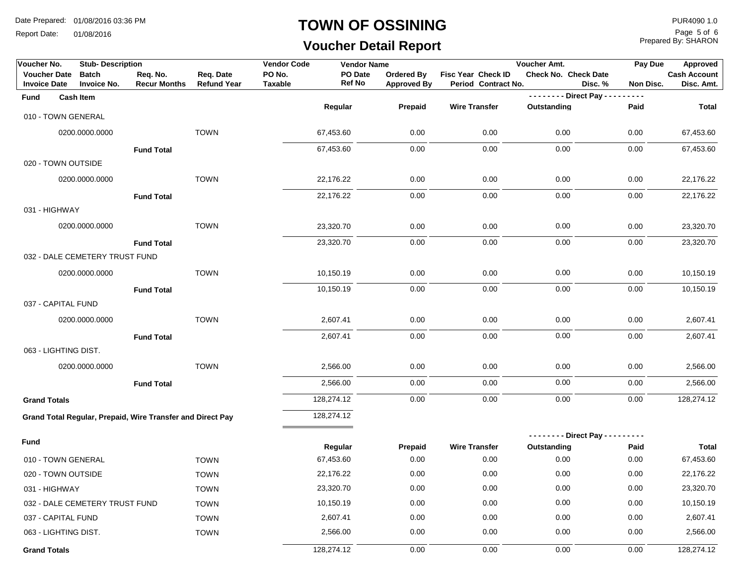# TOWN OF OSSINING

## Voucher Detail Report

Date Prepared: 01/08/2016 03:36 PM
Report Date: 01/08/2016

PUR4090 1.0
Prepared By: SHARON

| Voucher No. | Stub- Description | | | Vendor Code | Vendor Name | | | | Voucher Amt. | | Pay Due | Approved |
|---|---|---|---|---|---|---|---|---|---|---|---|---|
| Voucher Date | Batch | Req. No. | Req. Date | PO No. | PO Date | Ordered By | Fisc Year | Check ID | Check No. | Check Date | | Cash Account |
| Invoice Date | Invoice No. | Recur Months | Refund Year | Taxable | Ref No | Approved By | Period | Contract No. | | Disc. % | Non Disc. | Disc. Amt. |

| Fund | Cash Item | | Regular | Prepaid | Wire Transfer | Direct Pay Outstanding | Direct Pay Paid | Total |
|---|---|---|---|---|---|---|---|---|
| 010 - TOWN GENERAL | | | | | | | | |
| | 0200.0000.0000 | TOWN | 67,453.60 | 0.00 | 0.00 | 0.00 | 0.00 | 67,453.60 |
| | Fund Total | | 67,453.60 | 0.00 | 0.00 | 0.00 | 0.00 | 67,453.60 |
| 020 - TOWN OUTSIDE | | | | | | | | |
| | 0200.0000.0000 | TOWN | 22,176.22 | 0.00 | 0.00 | 0.00 | 0.00 | 22,176.22 |
| | Fund Total | | 22,176.22 | 0.00 | 0.00 | 0.00 | 0.00 | 22,176.22 |
| 031 - HIGHWAY | | | | | | | | |
| | 0200.0000.0000 | TOWN | 23,320.70 | 0.00 | 0.00 | 0.00 | 0.00 | 23,320.70 |
| | Fund Total | | 23,320.70 | 0.00 | 0.00 | 0.00 | 0.00 | 23,320.70 |
| 032 - DALE CEMETERY TRUST FUND | | | | | | | | |
| | 0200.0000.0000 | TOWN | 10,150.19 | 0.00 | 0.00 | 0.00 | 0.00 | 10,150.19 |
| | Fund Total | | 10,150.19 | 0.00 | 0.00 | 0.00 | 0.00 | 10,150.19 |
| 037 - CAPITAL FUND | | | | | | | | |
| | 0200.0000.0000 | TOWN | 2,607.41 | 0.00 | 0.00 | 0.00 | 0.00 | 2,607.41 |
| | Fund Total | | 2,607.41 | 0.00 | 0.00 | 0.00 | 0.00 | 2,607.41 |
| 063 - LIGHTING DIST. | | | | | | | | |
| | 0200.0000.0000 | TOWN | 2,566.00 | 0.00 | 0.00 | 0.00 | 0.00 | 2,566.00 |
| | Fund Total | | 2,566.00 | 0.00 | 0.00 | 0.00 | 0.00 | 2,566.00 |
| **Grand Totals** | | | 128,274.12 | 0.00 | 0.00 | 0.00 | 0.00 | 128,274.12 |

**Grand Total Regular, Prepaid, Wire Transfer and Direct Pay** 128,274.12

| Fund | | Regular | Prepaid | Wire Transfer | Direct Pay Outstanding | Direct Pay Paid | Total |
|---|---|---|---|---|---|---|---|
| 010 - TOWN GENERAL | TOWN | 67,453.60 | 0.00 | 0.00 | 0.00 | 0.00 | 67,453.60 |
| 020 - TOWN OUTSIDE | TOWN | 22,176.22 | 0.00 | 0.00 | 0.00 | 0.00 | 22,176.22 |
| 031 - HIGHWAY | TOWN | 23,320.70 | 0.00 | 0.00 | 0.00 | 0.00 | 23,320.70 |
| 032 - DALE CEMETERY TRUST FUND | TOWN | 10,150.19 | 0.00 | 0.00 | 0.00 | 0.00 | 10,150.19 |
| 037 - CAPITAL FUND | TOWN | 2,607.41 | 0.00 | 0.00 | 0.00 | 0.00 | 2,607.41 |
| 063 - LIGHTING DIST. | TOWN | 2,566.00 | 0.00 | 0.00 | 0.00 | 0.00 | 2,566.00 |
| **Grand Totals** | | 128,274.12 | 0.00 | 0.00 | 0.00 | 0.00 | 128,274.12 |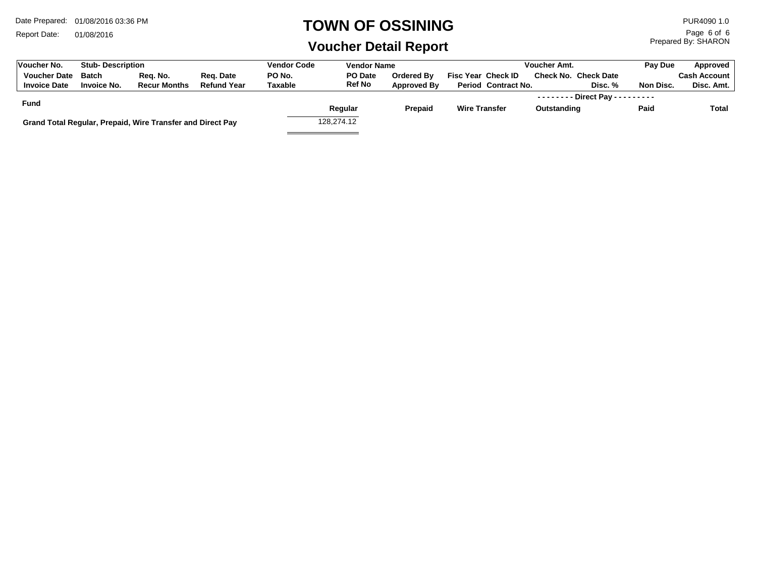# TOWN OF OSSINING

## Voucher Detail Report

Date Prepared: 01/08/2016 03:36 PM
Report Date: 01/08/2016

PUR4090 1.0
Prepared By: SHARON

| Voucher No. | Stub- Description | | | Vendor Code | Vendor Name | | | | Voucher Amt. | | Pay Due | Approved |
|---|---|---|---|---|---|---|---|---|---|---|---|---|
| Voucher Date | Batch | Req. No. | Req. Date | PO No. | PO Date | Ordered By | Fisc Year | Check ID | Check No. | Check Date | | Cash Account |
| Invoice Date | Invoice No. | Recur Months | Refund Year | Taxable | Ref No | Approved By | Period | Contract No. | | Disc. % | Non Disc. | Disc. Amt. |

| Fund | Regular | Prepaid | Wire Transfer | Direct Pay: Outstanding | Direct Pay: Paid | Total |
|---|---|---|---|---|---|---|
| Grand Total Regular, Prepaid, Wire Transfer and Direct Pay | 128,274.12 | | | | | |